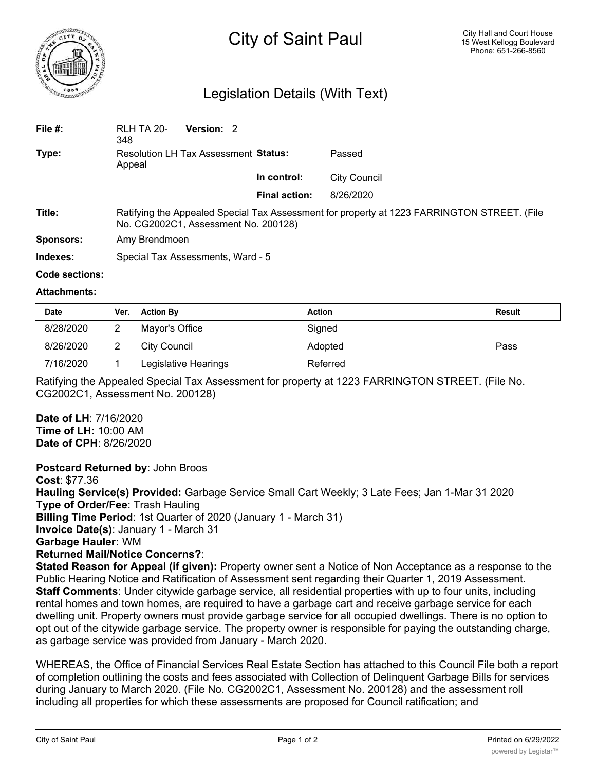# City of Saint Paul

City Hall and Court House
15 West Kellogg Boulevard
Phone: 651-266-8560

## Legislation Details (With Text)

| | | | |
|---|---|---|---|
| **File #:** | RLH TA 20-348 **Version:** 2 | | |
| **Type:** | Resolution LH Tax Assessment Appeal | **Status:** | Passed |
| | | **In control:** | City Council |
| | | **Final action:** | 8/26/2020 |
| **Title:** | Ratifying the Appealed Special Tax Assessment for property at 1223 FARRINGTON STREET. (File No. CG2002C1, Assessment No. 200128) | | |
| **Sponsors:** | Amy Brendmoen | | |
| **Indexes:** | Special Tax Assessments, Ward - 5 | | |
| **Code sections:** | | | |
| **Attachments:** | | | |

| Date | Ver. | Action By | Action | Result |
|---|---|---|---|---|
| 8/28/2020 | 2 | Mayor's Office | Signed | |
| 8/26/2020 | 2 | City Council | Adopted | Pass |
| 7/16/2020 | 1 | Legislative Hearings | Referred | |

Ratifying the Appealed Special Tax Assessment for property at 1223 FARRINGTON STREET. (File No. CG2002C1, Assessment No. 200128)

**Date of LH**: 7/16/2020
**Time of LH:** 10:00 AM
**Date of CPH**: 8/26/2020

**Postcard Returned by**: John Broos
**Cost**: $77.36
**Hauling Service(s) Provided:** Garbage Service Small Cart Weekly; 3 Late Fees; Jan 1-Mar 31 2020
**Type of Order/Fee**: Trash Hauling
**Billing Time Period**: 1st Quarter of 2020 (January 1 - March 31)
**Invoice Date(s)**: January 1 - March 31
**Garbage Hauler:** WM
**Returned Mail/Notice Concerns?**:
**Stated Reason for Appeal (if given):** Property owner sent a Notice of Non Acceptance as a response to the Public Hearing Notice and Ratification of Assessment sent regarding their Quarter 1, 2019 Assessment.
**Staff Comments**: Under citywide garbage service, all residential properties with up to four units, including rental homes and town homes, are required to have a garbage cart and receive garbage service for each dwelling unit. Property owners must provide garbage service for all occupied dwellings. There is no option to opt out of the citywide garbage service. The property owner is responsible for paying the outstanding charge, as garbage service was provided from January - March 2020.

WHEREAS, the Office of Financial Services Real Estate Section has attached to this Council File both a report of completion outlining the costs and fees associated with Collection of Delinquent Garbage Bills for services during January to March 2020. (File No. CG2002C1, Assessment No. 200128) and the assessment roll including all properties for which these assessments are proposed for Council ratification; and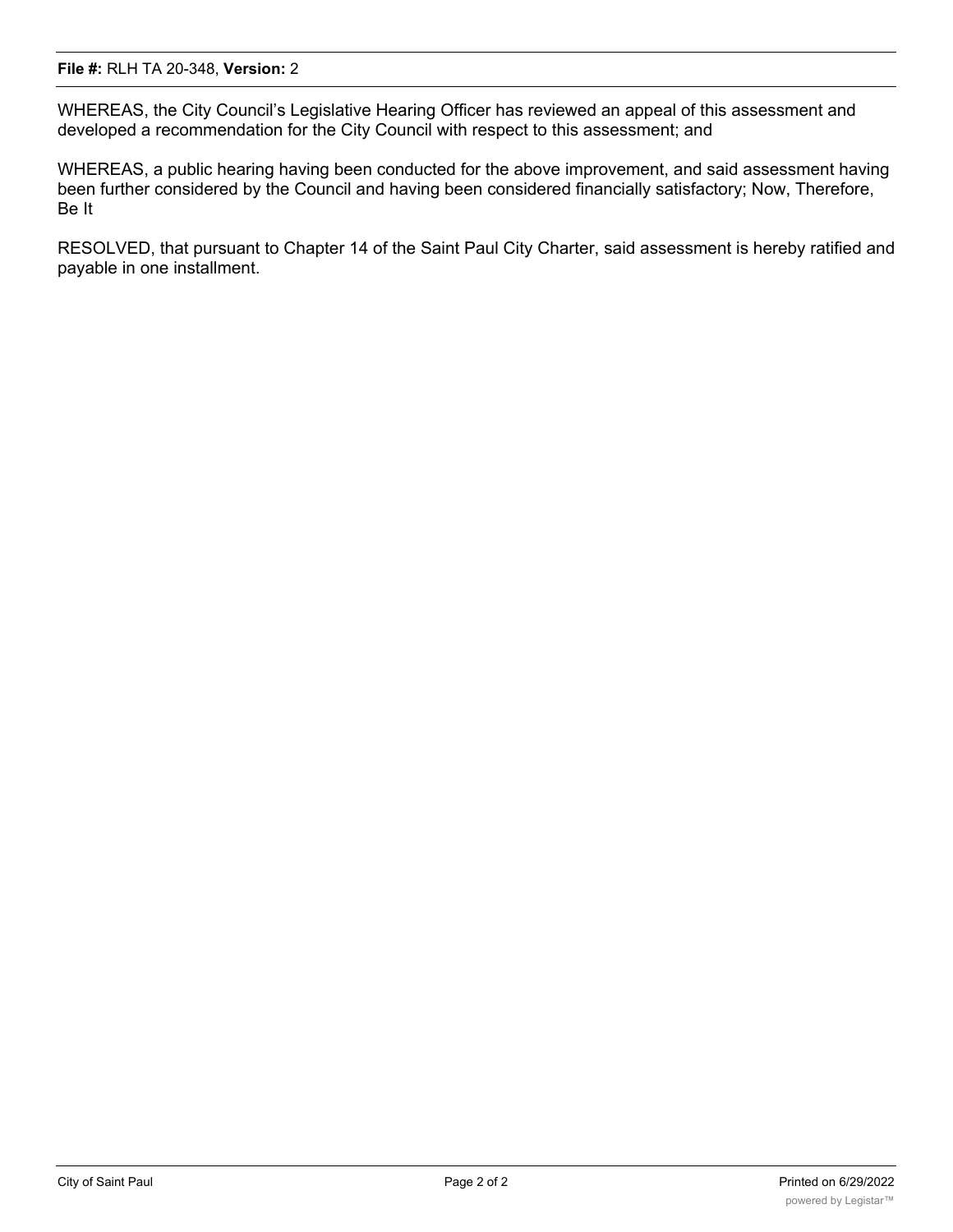WHEREAS, the City Council's Legislative Hearing Officer has reviewed an appeal of this assessment and developed a recommendation for the City Council with respect to this assessment; and

WHEREAS, a public hearing having been conducted for the above improvement, and said assessment having been further considered by the Council and having been considered financially satisfactory; Now, Therefore, Be It

RESOLVED, that pursuant to Chapter 14 of the Saint Paul City Charter, said assessment is hereby ratified and payable in one installment.